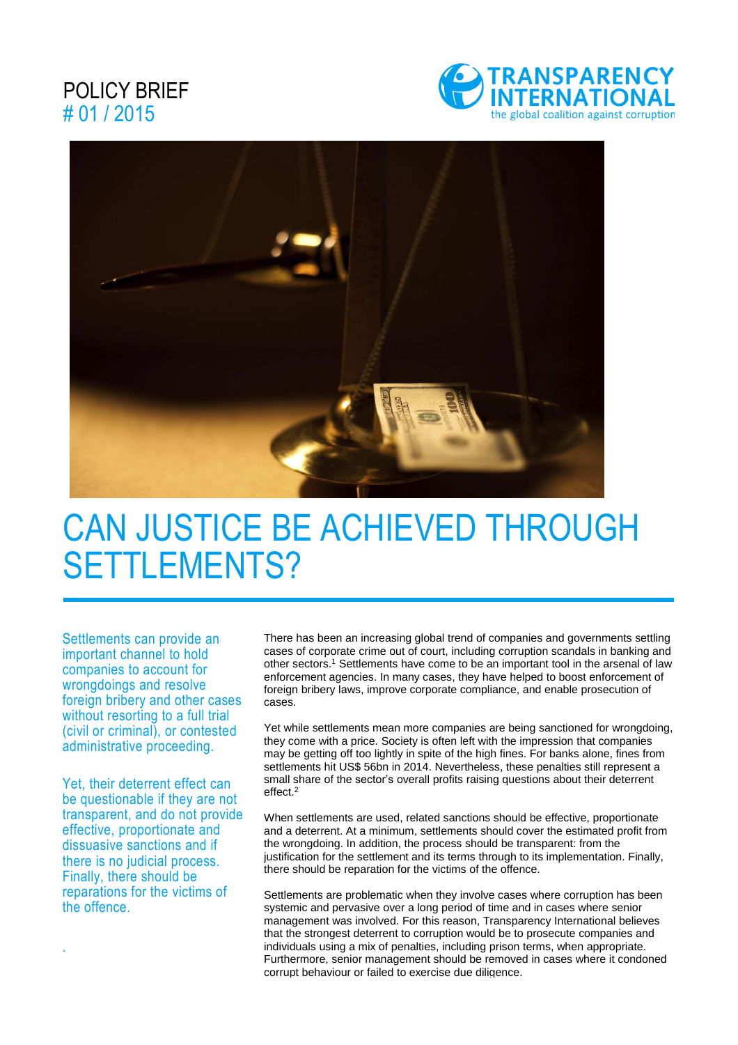POLICY BRIEF
# 01 / 2015

TRANSPARENCY INTERNATIONAL
the global coalition against corruption

# CAN JUSTICE BE ACHIEVED THROUGH SETTLEMENTS?

Settlements can provide an important channel to hold companies to account for wrongdoings and resolve foreign bribery and other cases without resorting to a full trial (civil or criminal), or contested administrative proceeding.

Yet, their deterrent effect can be questionable if they are not transparent, and do not provide effective, proportionate and dissuasive sanctions and if there is no judicial process. Finally, there should be reparations for the victims of the offence.

There has been an increasing global trend of companies and governments settling cases of corporate crime out of court, including corruption scandals in banking and other sectors.[1] Settlements have come to be an important tool in the arsenal of law enforcement agencies. In many cases, they have helped to boost enforcement of foreign bribery laws, improve corporate compliance, and enable prosecution of cases.

Yet while settlements mean more companies are being sanctioned for wrongdoing, they come with a price. Society is often left with the impression that companies may be getting off too lightly in spite of the high fines. For banks alone, fines from settlements hit US$ 56bn in 2014. Nevertheless, these penalties still represent a small share of the sector's overall profits raising questions about their deterrent effect.[2]

When settlements are used, related sanctions should be effective, proportionate and a deterrent. At a minimum, settlements should cover the estimated profit from the wrongdoing. In addition, the process should be transparent: from the justification for the settlement and its terms through to its implementation. Finally, there should be reparation for the victims of the offence.

Settlements are problematic when they involve cases where corruption has been systemic and pervasive over a long period of time and in cases where senior management was involved. For this reason, Transparency International believes that the strongest deterrent to corruption would be to prosecute companies and individuals using a mix of penalties, including prison terms, when appropriate. Furthermore, senior management should be removed in cases where it condoned corrupt behaviour or failed to exercise due diligence.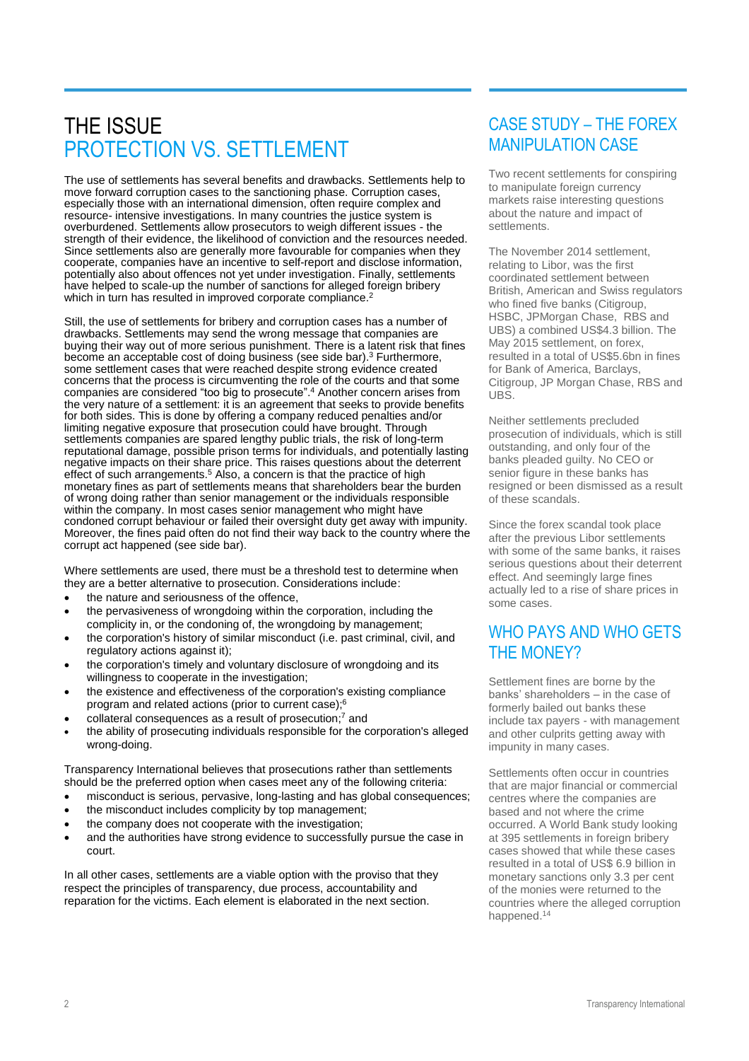# THE ISSUE
## PROTECTION VS. SETTLEMENT

The use of settlements has several benefits and drawbacks. Settlements help to move forward corruption cases to the sanctioning phase. Corruption cases, especially those with an international dimension, often require complex and resource- intensive investigations. In many countries the justice system is overburdened. Settlements allow prosecutors to weigh different issues - the strength of their evidence, the likelihood of conviction and the resources needed. Since settlements also are generally more favourable for companies when they cooperate, companies have an incentive to self-report and disclose information, potentially also about offences not yet under investigation. Finally, settlements have helped to scale-up the number of sanctions for alleged foreign bribery which in turn has resulted in improved corporate compliance.[2]

Still, the use of settlements for bribery and corruption cases has a number of drawbacks. Settlements may send the wrong message that companies are buying their way out of more serious punishment. There is a latent risk that fines become an acceptable cost of doing business (see side bar).[3] Furthermore, some settlement cases that were reached despite strong evidence created concerns that the process is circumventing the role of the courts and that some companies are considered "too big to prosecute".[4] Another concern arises from the very nature of a settlement: it is an agreement that seeks to provide benefits for both sides. This is done by offering a company reduced penalties and/or limiting negative exposure that prosecution could have brought. Through settlements companies are spared lengthy public trials, the risk of long-term reputational damage, possible prison terms for individuals, and potentially lasting negative impacts on their share price. This raises questions about the deterrent effect of such arrangements.[5] Also, a concern is that the practice of high monetary fines as part of settlements means that shareholders bear the burden of wrong doing rather than senior management or the individuals responsible within the company. In most cases senior management who might have condoned corrupt behaviour or failed their oversight duty get away with impunity. Moreover, the fines paid often do not find their way back to the country where the corrupt act happened (see side bar).

Where settlements are used, there must be a threshold test to determine when they are a better alternative to prosecution. Considerations include:

- the nature and seriousness of the offence,
- the pervasiveness of wrongdoing within the corporation, including the complicity in, or the condoning of, the wrongdoing by management;
- the corporation's history of similar misconduct (i.e. past criminal, civil, and regulatory actions against it);
- the corporation's timely and voluntary disclosure of wrongdoing and its willingness to cooperate in the investigation;
- the existence and effectiveness of the corporation's existing compliance program and related actions (prior to current case);[6]
- collateral consequences as a result of prosecution;[7] and
- the ability of prosecuting individuals responsible for the corporation's alleged wrong-doing.

Transparency International believes that prosecutions rather than settlements should be the preferred option when cases meet any of the following criteria:

- misconduct is serious, pervasive, long-lasting and has global consequences;
- the misconduct includes complicity by top management;
- the company does not cooperate with the investigation;
- and the authorities have strong evidence to successfully pursue the case in court.

In all other cases, settlements are a viable option with the proviso that they respect the principles of transparency, due process, accountability and reparation for the victims. Each element is elaborated in the next section.

## CASE STUDY – THE FOREX MANIPULATION CASE

Two recent settlements for conspiring to manipulate foreign currency markets raise interesting questions about the nature and impact of settlements.

The November 2014 settlement, relating to Libor, was the first coordinated settlement between British, American and Swiss regulators who fined five banks (Citigroup, HSBC, JPMorgan Chase, RBS and UBS) a combined US$4.3 billion. The May 2015 settlement, on forex, resulted in a total of US$5.6bn in fines for Bank of America, Barclays, Citigroup, JP Morgan Chase, RBS and UBS.

Neither settlements precluded prosecution of individuals, which is still outstanding, and only four of the banks pleaded guilty. No CEO or senior figure in these banks has resigned or been dismissed as a result of these scandals.

Since the forex scandal took place after the previous Libor settlements with some of the same banks, it raises serious questions about their deterrent effect. And seemingly large fines actually led to a rise of share prices in some cases.

## WHO PAYS AND WHO GETS THE MONEY?

Settlement fines are borne by the banks' shareholders – in the case of formerly bailed out banks these include tax payers - with management and other culprits getting away with impunity in many cases.

Settlements often occur in countries that are major financial or commercial centres where the companies are based and not where the crime occurred. A World Bank study looking at 395 settlements in foreign bribery cases showed that while these cases resulted in a total of US$ 6.9 billion in monetary sanctions only 3.3 per cent of the monies were returned to the countries where the alleged corruption happened.[14]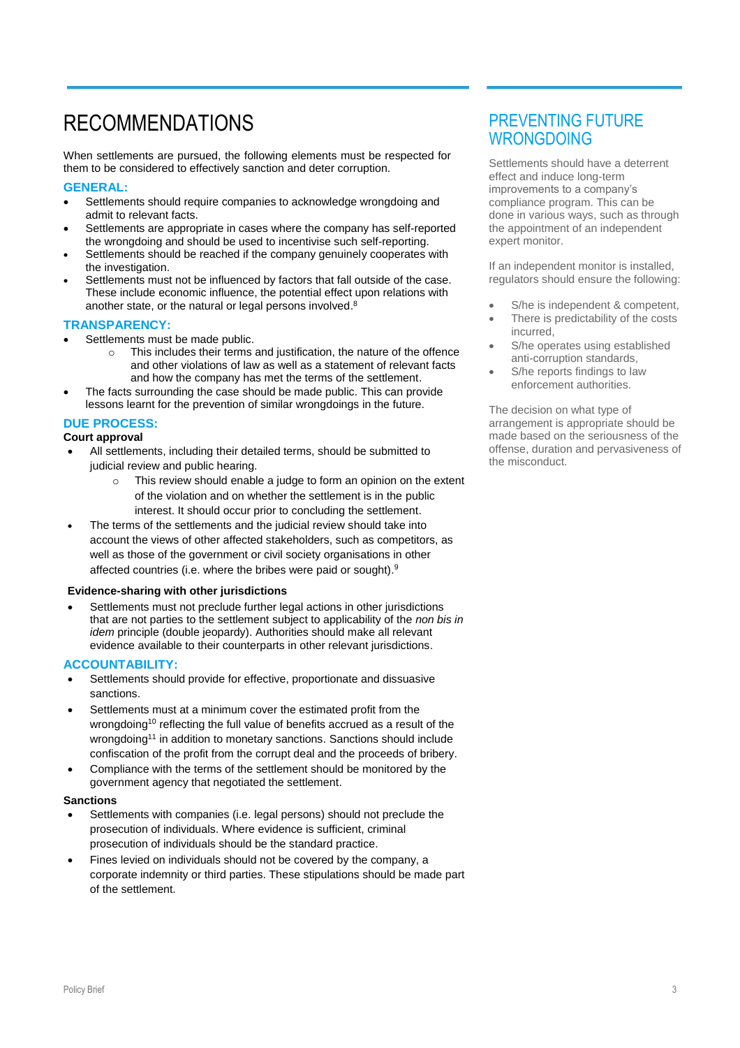# RECOMMENDATIONS

When settlements are pursued, the following elements must be respected for them to be considered to effectively sanction and deter corruption.

## GENERAL:

- Settlements should require companies to acknowledge wrongdoing and admit to relevant facts.
- Settlements are appropriate in cases where the company has self-reported the wrongdoing and should be used to incentivise such self-reporting.
- Settlements should be reached if the company genuinely cooperates with the investigation.
- Settlements must not be influenced by factors that fall outside of the case. These include economic influence, the potential effect upon relations with another state, or the natural or legal persons involved.[8]

## TRANSPARENCY:

- Settlements must be made public.
  - This includes their terms and justification, the nature of the offence and other violations of law as well as a statement of relevant facts and how the company has met the terms of the settlement.
- The facts surrounding the case should be made public. This can provide lessons learnt for the prevention of similar wrongdoings in the future.

## DUE PROCESS:

**Court approval**

- All settlements, including their detailed terms, should be submitted to judicial review and public hearing.
  - This review should enable a judge to form an opinion on the extent of the violation and on whether the settlement is in the public interest. It should occur prior to concluding the settlement.
- The terms of the settlements and the judicial review should take into account the views of other affected stakeholders, such as competitors, as well as those of the government or civil society organisations in other affected countries (i.e. where the bribes were paid or sought).[9]

**Evidence-sharing with other jurisdictions**

- Settlements must not preclude further legal actions in other jurisdictions that are not parties to the settlement subject to applicability of the *non bis in idem* principle (double jeopardy). Authorities should make all relevant evidence available to their counterparts in other relevant jurisdictions.

## ACCOUNTABILITY:

- Settlements should provide for effective, proportionate and dissuasive sanctions.
- Settlements must at a minimum cover the estimated profit from the wrongdoing[10] reflecting the full value of benefits accrued as a result of the wrongdoing[11] in addition to monetary sanctions. Sanctions should include confiscation of the profit from the corrupt deal and the proceeds of bribery.
- Compliance with the terms of the settlement should be monitored by the government agency that negotiated the settlement.

**Sanctions**

- Settlements with companies (i.e. legal persons) should not preclude the prosecution of individuals. Where evidence is sufficient, criminal prosecution of individuals should be the standard practice.
- Fines levied on individuals should not be covered by the company, a corporate indemnity or third parties. These stipulations should be made part of the settlement.

# PREVENTING FUTURE WRONGDOING

Settlements should have a deterrent effect and induce long-term improvements to a company's compliance program. This can be done in various ways, such as through the appointment of an independent expert monitor.

If an independent monitor is installed, regulators should ensure the following:

- S/he is independent & competent,
- There is predictability of the costs incurred,
- S/he operates using established anti-corruption standards,
- S/he reports findings to law enforcement authorities.

The decision on what type of arrangement is appropriate should be made based on the seriousness of the offense, duration and pervasiveness of the misconduct.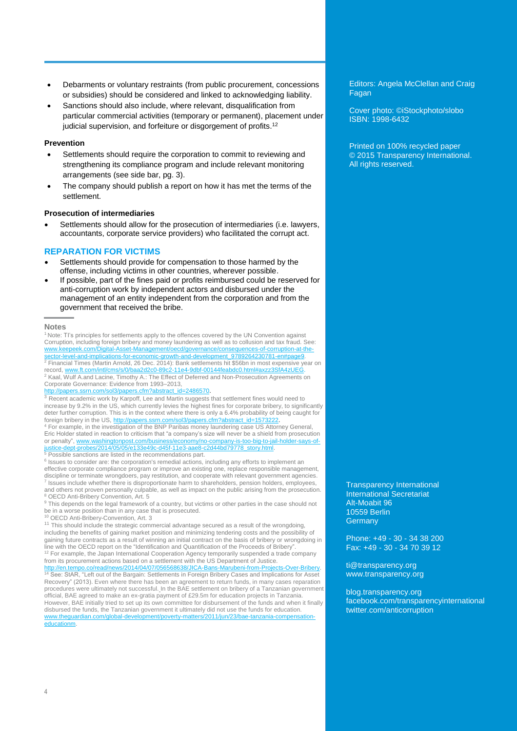- Debarments or voluntary restraints (from public procurement, concessions or subsidies) should be considered and linked to acknowledging liability.
- Sanctions should also include, where relevant, disqualification from particular commercial activities (temporary or permanent), placement under judicial supervision, and forfeiture or disgorgement of profits.[12]

**Prevention**

- Settlements should require the corporation to commit to reviewing and strengthening its compliance program and include relevant monitoring arrangements (see side bar, pg. 3).
- The company should publish a report on how it has met the terms of the settlement.

**Prosecution of intermediaries**

- Settlements should allow for the prosecution of intermediaries (i.e. lawyers, accountants, corporate service providers) who facilitated the corrupt act.

## REPARATION FOR VICTIMS

- Settlements should provide for compensation to those harmed by the offense, including victims in other countries, wherever possible.
- If possible, part of the fines paid or profits reimbursed could be reserved for anti-corruption work by independent actors and disbursed under the management of an entity independent from the corporation and from the government that received the bribe.

**Notes**

[1] Note: TI's principles for settlements apply to the offences covered by the UN Convention against Corruption, including foreign bribery and money laundering as well as to collusion and tax fraud. See: www.keepeek.com/Digital-Asset-Management/oecd/governance/consequences-of-corruption-at-the-sector-level-and-implications-for-economic-growth-and-development_9789264230781-en#page9.

[2] Financial Times (Martin Arnold, 26 Dec. 2014): Bank settlements hit $56bn in most expensive year on record, www.ft.com/intl/cms/s/0/baa2d2c0-89c2-11e4-9dbf-00144feabdc0.html#axzz3SfA4zUEG.

[2] Kaal, Wulf A.and Lacine, Timothy A.: The Effect of Deferred and Non-Prosecution Agreements on Corporate Governance: Evidence from 1993–2013, http://papers.ssrn.com/sol3/papers.cfm?abstract_id=2486570.

[3] Recent academic work by Karpoff, Lee and Martin suggests that settlement fines would need to increase by 9.2% in the US, which currently levies the highest fines for corporate bribery, to significantly deter further corruption. This is in the context where there is only a 6.4% probability of being caught for foreign bribery in the US, http://papers.ssrn.com/sol3/papers.cfm?abstract_id=1573222.

[4] For example, in the investigation of the BNP Paribas money laundering case US Attorney General, Eric Holder stated in reaction to criticism that "a company's size will never be a shield from prosecution or penalty", www.washingtonpost.com/business/economy/no-company-is-too-big-to-jail-holder-says-of-justice-dept-probes/2014/05/05/e133e49c-d45f-11e3-aae8-c2d44bd79778_story.html.

[5] Possible sanctions are listed in the recommendations part.

[6] Issues to consider are: the corporation's remedial actions, including any efforts to implement an effective corporate compliance program or improve an existing one, replace responsible management, discipline or terminate wrongdoers, pay restitution, and cooperate with relevant government agencies.

[7] Issues include whether there is disproportionate harm to shareholders, pension holders, employees, and others not proven personally culpable, as well as impact on the public arising from the prosecution.

[8] OECD Anti-Bribery Convention, Art. 5

[9] This depends on the legal framework of a country, but victims or other parties in the case should not be in a worse position than in any case that is prosecuted.

[10] OECD Anti-Bribery-Convention, Art. 3

[11] This should include the strategic commercial advantage secured as a result of the wrongdoing, including the benefits of gaining market position and minimizing tendering costs and the possibility of gaining future contracts as a result of winning an initial contract on the basis of bribery or wrongdoing in line with the OECD report on the "Identification and Quantification of the Proceeds of Bribery".

[12] For example, the Japan International Cooperation Agency temporarily suspended a trade company from its procurement actions based on a settlement with the US Department of Justice. http://en.tempo.co/read/news/2014/04/07/056568638/JICA-Bans-Marubeni-from-Projects-Over-Bribery.

[14] See: StAR, "Left out of the Bargain: Settlements in Foreign Bribery Cases and Implications for Asset Recovery" (2013). Even where there has been an agreement to return funds, in many cases reparation procedures were ultimately not successful. In the BAE settlement on bribery of a Tanzanian government official, BAE agreed to make an ex-gratia payment of £29.5m for education projects in Tanzania. However, BAE initially tried to set up its own committee for disbursement of the funds and when it finally disbursed the funds, the Tanzanian government it ultimately did not use the funds for education. www.theguardian.com/global-development/poverty-matters/2011/jun/23/bae-tanzania-compensation-educationm.

Editors: Angela McClellan and Craig Fagan

Cover photo: ©iStockphoto/slobo
ISBN: 1998-6432

Printed on 100% recycled paper
© 2015 Transparency International. All rights reserved.

Transparency International
International Secretariat
Alt-Moabit 96
10559 Berlin
Germany

Phone: +49 - 30 - 34 38 200
Fax: +49 - 30 - 34 70 39 12

ti@transparency.org
www.transparency.org

blog.transparency.org
facebook.com/transparencyinternational
twitter.com/anticorruption